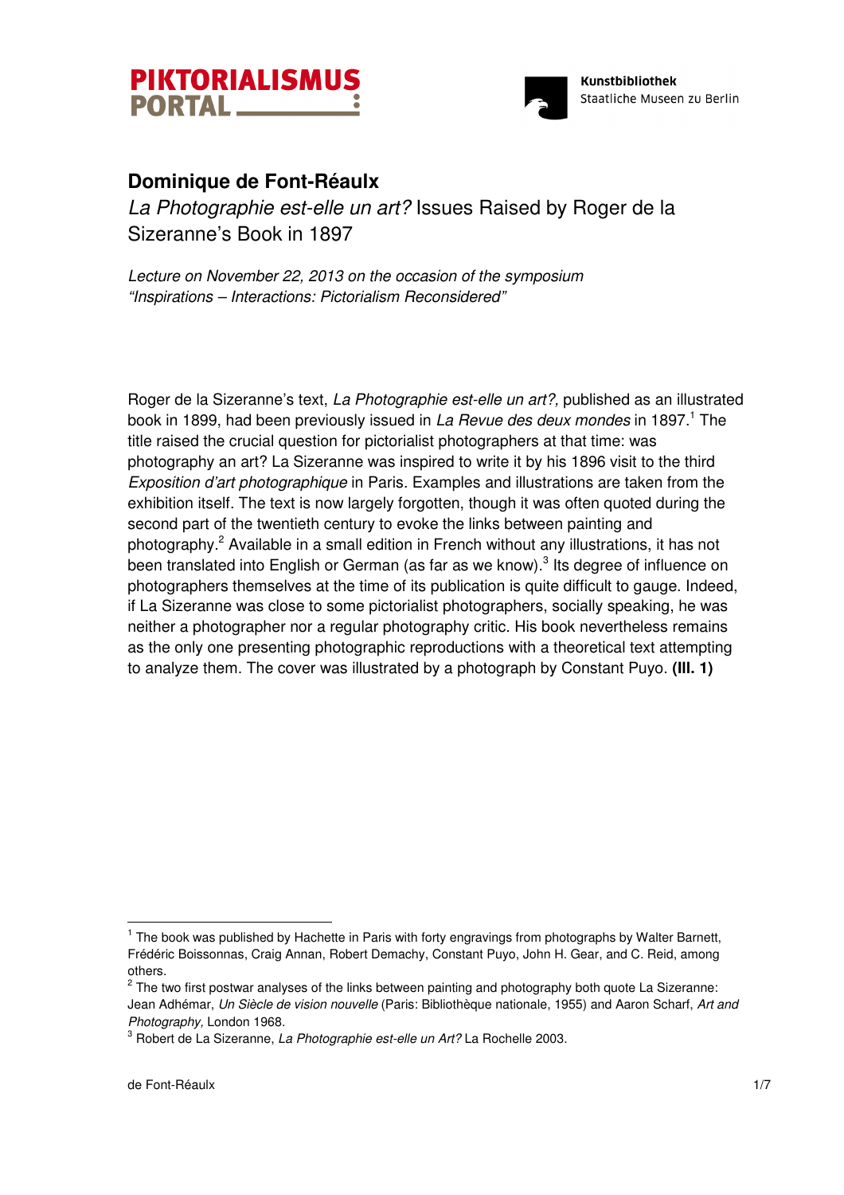# Dominique de Font-Réaulx

## *La Photographie est-elle un art?* Issues Raised by Roger de la Sizeranne's Book in 1897

*Lecture on November 22, 2013 on the occasion of the symposium "Inspirations – Interactions: Pictorialism Reconsidered"*

Roger de la Sizeranne's text, *La Photographie est-elle un art?*, published as an illustrated book in 1899, had been previously issued in *La Revue des deux mondes* in 1897.[1] The title raised the crucial question for pictorialist photographers at that time: was photography an art? La Sizeranne was inspired to write it by his 1896 visit to the third *Exposition d'art photographique* in Paris. Examples and illustrations are taken from the exhibition itself. The text is now largely forgotten, though it was often quoted during the second part of the twentieth century to evoke the links between painting and photography.[2] Available in a small edition in French without any illustrations, it has not been translated into English or German (as far as we know).[3] Its degree of influence on photographers themselves at the time of its publication is quite difficult to gauge. Indeed, if La Sizeranne was close to some pictorialist photographers, socially speaking, he was neither a photographer nor a regular photography critic. His book nevertheless remains as the only one presenting photographic reproductions with a theoretical text attempting to analyze them. The cover was illustrated by a photograph by Constant Puyo. **(Ill. 1)**

---

[1] The book was published by Hachette in Paris with forty engravings from photographs by Walter Barnett, Frédéric Boissonnas, Craig Annan, Robert Demachy, Constant Puyo, John H. Gear, and C. Reid, among others.

[2] The two first postwar analyses of the links between painting and photography both quote La Sizeranne: Jean Adhémar, *Un Siècle de vision nouvelle* (Paris: Bibliothèque nationale, 1955) and Aaron Scharf, *Art and Photography,* London 1968.

[3] Robert de La Sizeranne, *La Photographie est-elle un Art?* La Rochelle 2003.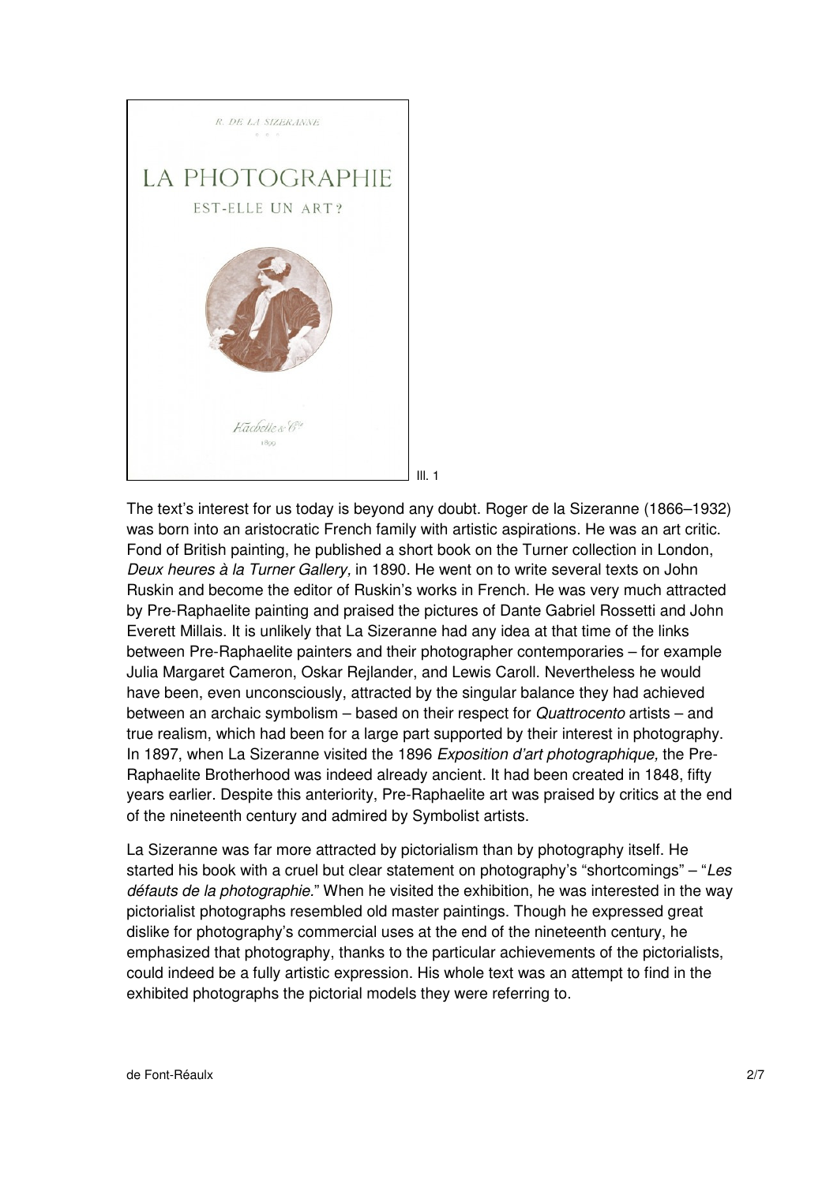Ill. 1

The text's interest for us today is beyond any doubt. Roger de la Sizeranne (1866–1932) was born into an aristocratic French family with artistic aspirations. He was an art critic. Fond of British painting, he published a short book on the Turner collection in London, *Deux heures à la Turner Gallery,* in 1890. He went on to write several texts on John Ruskin and become the editor of Ruskin's works in French. He was very much attracted by Pre-Raphaelite painting and praised the pictures of Dante Gabriel Rossetti and John Everett Millais. It is unlikely that La Sizeranne had any idea at that time of the links between Pre-Raphaelite painters and their photographer contemporaries – for example Julia Margaret Cameron, Oskar Rejlander, and Lewis Caroll. Nevertheless he would have been, even unconsciously, attracted by the singular balance they had achieved between an archaic symbolism – based on their respect for *Quattrocento* artists – and true realism, which had been for a large part supported by their interest in photography. In 1897, when La Sizeranne visited the 1896 *Exposition d'art photographique,* the Pre-Raphaelite Brotherhood was indeed already ancient. It had been created in 1848, fifty years earlier. Despite this anteriority, Pre-Raphaelite art was praised by critics at the end of the nineteenth century and admired by Symbolist artists.

La Sizeranne was far more attracted by pictorialism than by photography itself. He started his book with a cruel but clear statement on photography's "shortcomings" – "*Les défauts de la photographie.*" When he visited the exhibition, he was interested in the way pictorialist photographs resembled old master paintings. Though he expressed great dislike for photography's commercial uses at the end of the nineteenth century, he emphasized that photography, thanks to the particular achievements of the pictorialists, could indeed be a fully artistic expression. His whole text was an attempt to find in the exhibited photographs the pictorial models they were referring to.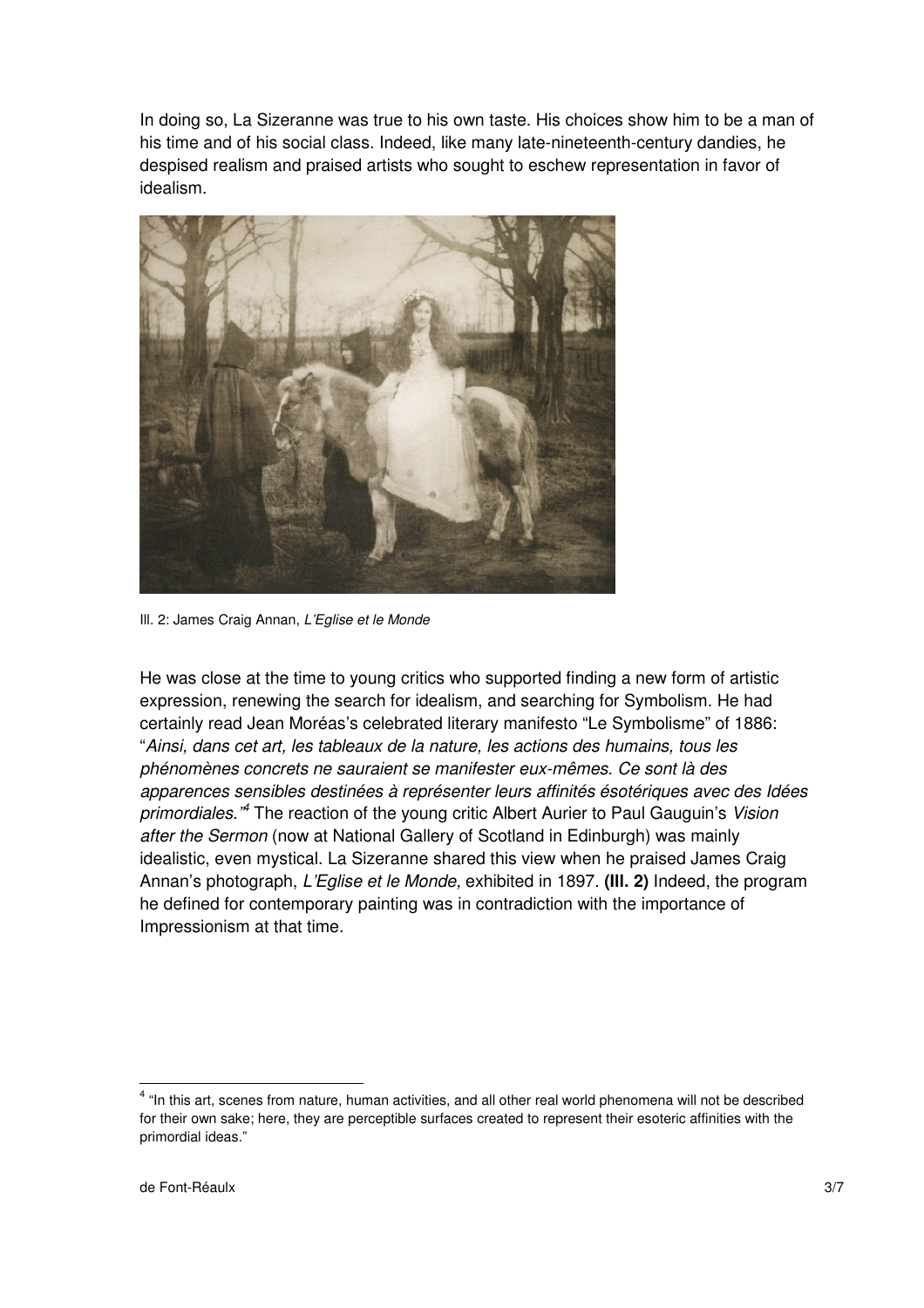In doing so, La Sizeranne was true to his own taste. His choices show him to be a man of his time and of his social class. Indeed, like many late-nineteenth-century dandies, he despised realism and praised artists who sought to eschew representation in favor of idealism.

Ill. 2: James Craig Annan, *L'Eglise et le Monde*

He was close at the time to young critics who supported finding a new form of artistic expression, renewing the search for idealism, and searching for Symbolism. He had certainly read Jean Moréas's celebrated literary manifesto "Le Symbolisme" of 1886: "*Ainsi, dans cet art, les tableaux de la nature, les actions des humains, tous les phénomènes concrets ne sauraient se manifester eux-mêmes. Ce sont là des apparences sensibles destinées à représenter leurs affinités ésotériques avec des Idées primordiales.*"[4] The reaction of the young critic Albert Aurier to Paul Gauguin's *Vision after the Sermon* (now at National Gallery of Scotland in Edinburgh) was mainly idealistic, even mystical. La Sizeranne shared this view when he praised James Craig Annan's photograph, *L'Eglise et le Monde,* exhibited in 1897. **(Ill. 2)** Indeed, the program he defined for contemporary painting was in contradiction with the importance of Impressionism at that time.

[4] "In this art, scenes from nature, human activities, and all other real world phenomena will not be described for their own sake; here, they are perceptible surfaces created to represent their esoteric affinities with the primordial ideas."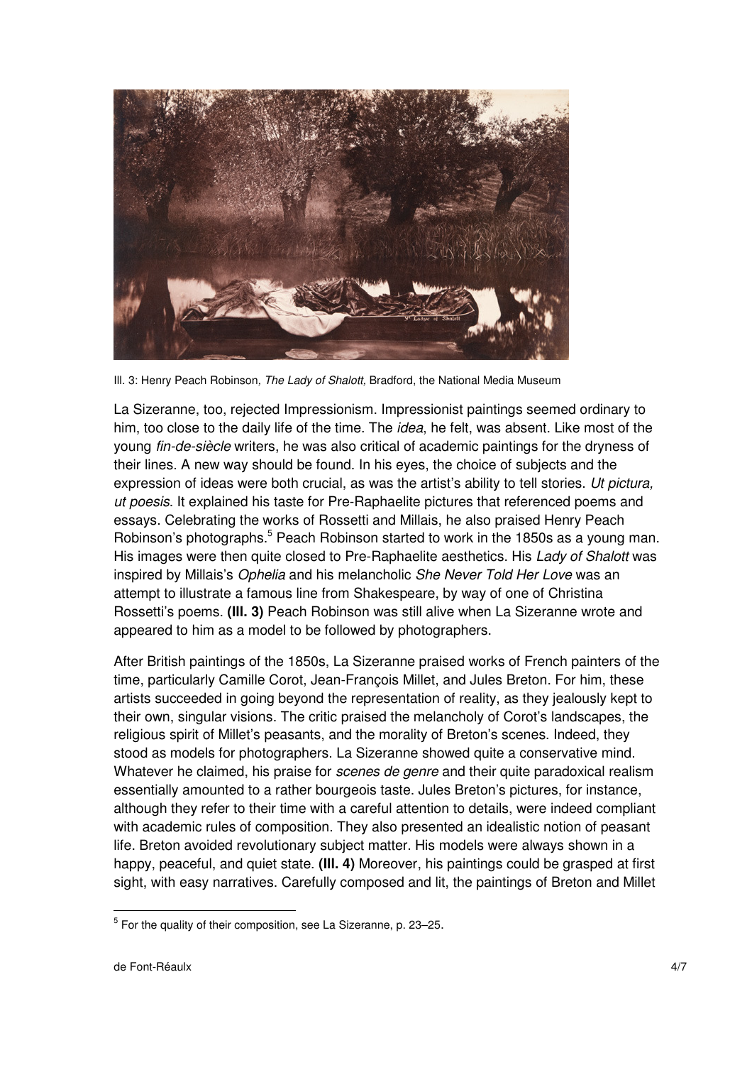Ill. 3: Henry Peach Robinson*, The Lady of Shalott,* Bradford, the National Media Museum

La Sizeranne, too, rejected Impressionism. Impressionist paintings seemed ordinary to him, too close to the daily life of the time. The *idea*, he felt, was absent. Like most of the young *fin-de-siècle* writers, he was also critical of academic paintings for the dryness of their lines. A new way should be found. In his eyes, the choice of subjects and the expression of ideas were both crucial, as was the artist's ability to tell stories. *Ut pictura, ut poesis*. It explained his taste for Pre-Raphaelite pictures that referenced poems and essays. Celebrating the works of Rossetti and Millais, he also praised Henry Peach Robinson's photographs.[5] Peach Robinson started to work in the 1850s as a young man. His images were then quite closed to Pre-Raphaelite aesthetics. His *Lady of Shalott* was inspired by Millais's *Ophelia* and his melancholic *She Never Told Her Love* was an attempt to illustrate a famous line from Shakespeare, by way of one of Christina Rossetti's poems. **(Ill. 3)** Peach Robinson was still alive when La Sizeranne wrote and appeared to him as a model to be followed by photographers.

After British paintings of the 1850s, La Sizeranne praised works of French painters of the time, particularly Camille Corot, Jean-François Millet, and Jules Breton. For him, these artists succeeded in going beyond the representation of reality, as they jealously kept to their own, singular visions. The critic praised the melancholy of Corot's landscapes, the religious spirit of Millet's peasants, and the morality of Breton's scenes. Indeed, they stood as models for photographers. La Sizeranne showed quite a conservative mind. Whatever he claimed, his praise for *scenes de genre* and their quite paradoxical realism essentially amounted to a rather bourgeois taste. Jules Breton's pictures, for instance, although they refer to their time with a careful attention to details, were indeed compliant with academic rules of composition. They also presented an idealistic notion of peasant life. Breton avoided revolutionary subject matter. His models were always shown in a happy, peaceful, and quiet state. **(Ill. 4)** Moreover, his paintings could be grasped at first sight, with easy narratives. Carefully composed and lit, the paintings of Breton and Millet

[5] For the quality of their composition, see La Sizeranne, p. 23–25.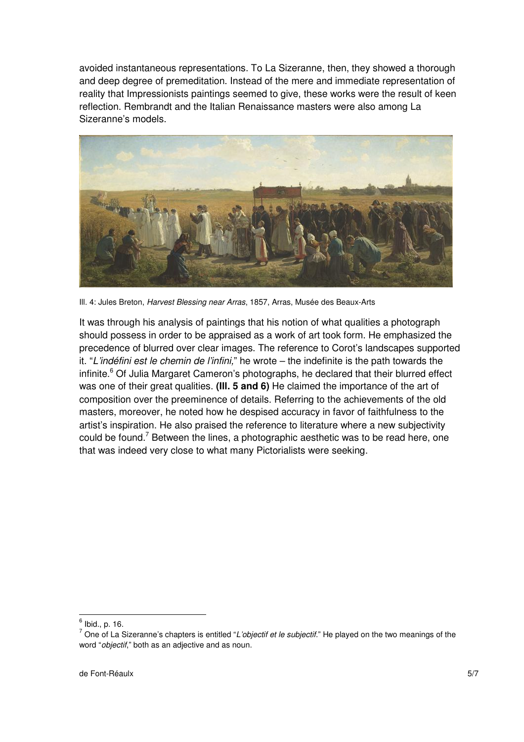avoided instantaneous representations. To La Sizeranne, then, they showed a thorough and deep degree of premeditation. Instead of the mere and immediate representation of reality that Impressionists paintings seemed to give, these works were the result of keen reflection. Rembrandt and the Italian Renaissance masters were also among La Sizeranne's models.

Ill. 4: Jules Breton, *Harvest Blessing near Arras*, 1857, Arras, Musée des Beaux-Arts

It was through his analysis of paintings that his notion of what qualities a photograph should possess in order to be appraised as a work of art took form. He emphasized the precedence of blurred over clear images. The reference to Corot's landscapes supported it. "*L'indéfini est le chemin de l'infini,*" he wrote – the indefinite is the path towards the infinite.[6] Of Julia Margaret Cameron's photographs, he declared that their blurred effect was one of their great qualities. **(Ill. 5 and 6)** He claimed the importance of the art of composition over the preeminence of details. Referring to the achievements of the old masters, moreover, he noted how he despised accuracy in favor of faithfulness to the artist's inspiration. He also praised the reference to literature where a new subjectivity could be found.[7] Between the lines, a photographic aesthetic was to be read here, one that was indeed very close to what many Pictorialists were seeking.

[6] Ibid., p. 16.

[7] One of La Sizeranne's chapters is entitled "*L'objectif et le subjectif.*" He played on the two meanings of the word "*objectif*," both as an adjective and as noun.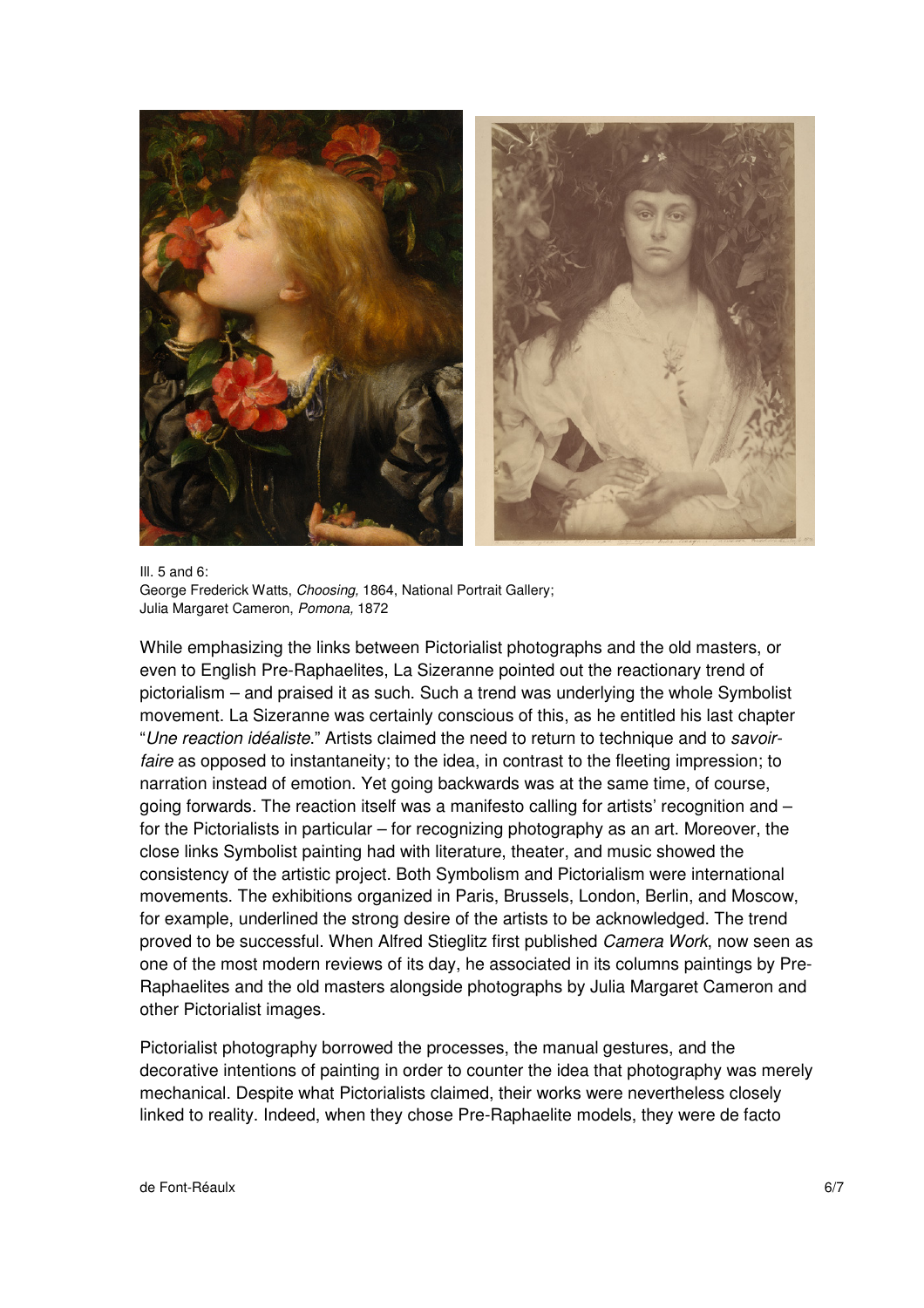Ill. 5 and 6:
George Frederick Watts, *Choosing,* 1864, National Portrait Gallery;
Julia Margaret Cameron, *Pomona,* 1872

While emphasizing the links between Pictorialist photographs and the old masters, or even to English Pre-Raphaelites, La Sizeranne pointed out the reactionary trend of pictorialism – and praised it as such. Such a trend was underlying the whole Symbolist movement. La Sizeranne was certainly conscious of this, as he entitled his last chapter "*Une reaction idéaliste*." Artists claimed the need to return to technique and to *savoir-faire* as opposed to instantaneity; to the idea, in contrast to the fleeting impression; to narration instead of emotion. Yet going backwards was at the same time, of course, going forwards. The reaction itself was a manifesto calling for artists' recognition and – for the Pictorialists in particular – for recognizing photography as an art. Moreover, the close links Symbolist painting had with literature, theater, and music showed the consistency of the artistic project. Both Symbolism and Pictorialism were international movements. The exhibitions organized in Paris, Brussels, London, Berlin, and Moscow, for example, underlined the strong desire of the artists to be acknowledged. The trend proved to be successful. When Alfred Stieglitz first published *Camera Work*, now seen as one of the most modern reviews of its day, he associated in its columns paintings by Pre-Raphaelites and the old masters alongside photographs by Julia Margaret Cameron and other Pictorialist images.

Pictorialist photography borrowed the processes, the manual gestures, and the decorative intentions of painting in order to counter the idea that photography was merely mechanical. Despite what Pictorialists claimed, their works were nevertheless closely linked to reality. Indeed, when they chose Pre-Raphaelite models, they were de facto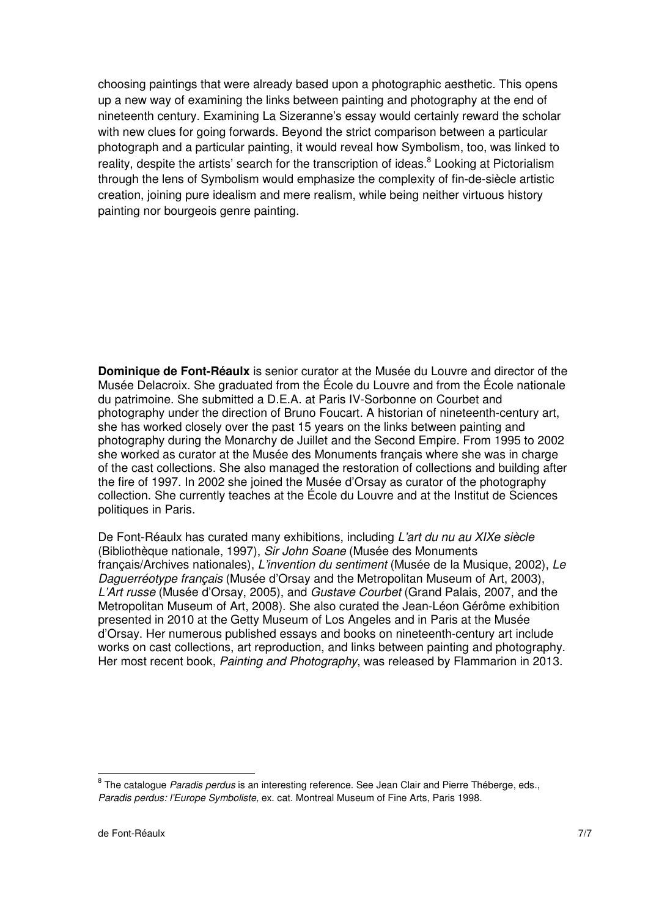choosing paintings that were already based upon a photographic aesthetic. This opens up a new way of examining the links between painting and photography at the end of nineteenth century. Examining La Sizeranne's essay would certainly reward the scholar with new clues for going forwards. Beyond the strict comparison between a particular photograph and a particular painting, it would reveal how Symbolism, too, was linked to reality, despite the artists' search for the transcription of ideas.[8] Looking at Pictorialism through the lens of Symbolism would emphasize the complexity of fin-de-siècle artistic creation, joining pure idealism and mere realism, while being neither virtuous history painting nor bourgeois genre painting.

**Dominique de Font-Réaulx** is senior curator at the Musée du Louvre and director of the Musée Delacroix. She graduated from the École du Louvre and from the École nationale du patrimoine. She submitted a D.E.A. at Paris IV-Sorbonne on Courbet and photography under the direction of Bruno Foucart. A historian of nineteenth-century art, she has worked closely over the past 15 years on the links between painting and photography during the Monarchy de Juillet and the Second Empire. From 1995 to 2002 she worked as curator at the Musée des Monuments français where she was in charge of the cast collections. She also managed the restoration of collections and building after the fire of 1997. In 2002 she joined the Musée d'Orsay as curator of the photography collection. She currently teaches at the École du Louvre and at the Institut de Sciences politiques in Paris.

De Font-Réaulx has curated many exhibitions, including *L'art du nu au XIXe siècle* (Bibliothèque nationale, 1997), *Sir John Soane* (Musée des Monuments français/Archives nationales), *L'invention du sentiment* (Musée de la Musique, 2002), *Le Daguerréotype français* (Musée d'Orsay and the Metropolitan Museum of Art, 2003), *L'Art russe* (Musée d'Orsay, 2005), and *Gustave Courbet* (Grand Palais, 2007, and the Metropolitan Museum of Art, 2008). She also curated the Jean-Léon Gérôme exhibition presented in 2010 at the Getty Museum of Los Angeles and in Paris at the Musée d'Orsay. Her numerous published essays and books on nineteenth-century art include works on cast collections, art reproduction, and links between painting and photography. Her most recent book, *Painting and Photography*, was released by Flammarion in 2013.

---

[8] The catalogue *Paradis perdus* is an interesting reference. See Jean Clair and Pierre Théberge, eds., *Paradis perdus: l'Europe Symboliste,* ex. cat. Montreal Museum of Fine Arts, Paris 1998.